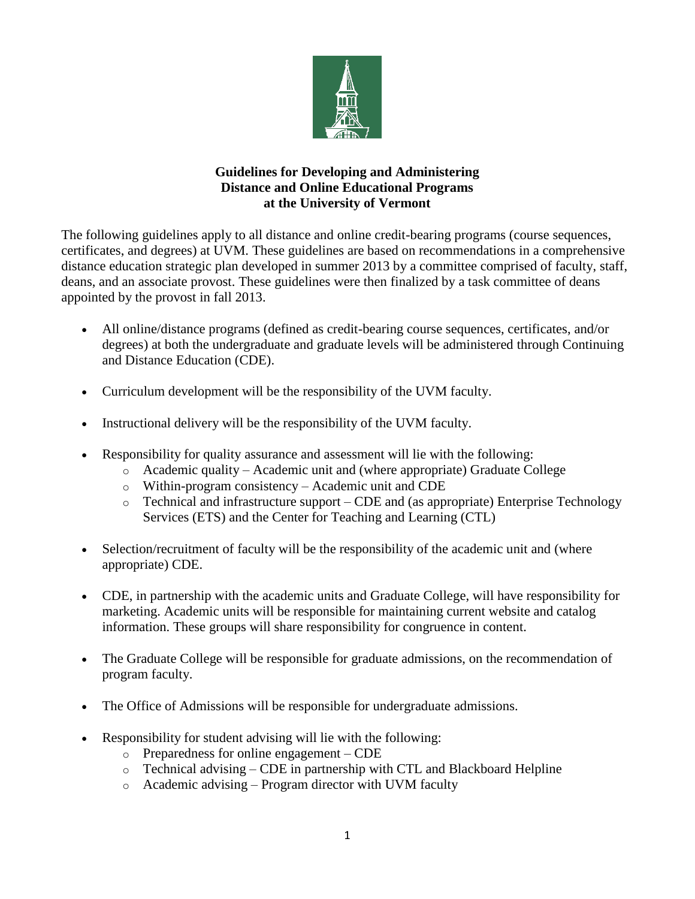# Guidelines for Developing and Administering Distance and Online Educational Programs at the University of Vermont

The following guidelines apply to all distance and online credit-bearing programs (course sequences, certificates, and degrees) at UVM. These guidelines are based on recommendations in a comprehensive distance education strategic plan developed in summer 2013 by a committee comprised of faculty, staff, deans, and an associate provost. These guidelines were then finalized by a task committee of deans appointed by the provost in fall 2013.

- All online/distance programs (defined as credit-bearing course sequences, certificates, and/or degrees) at both the undergraduate and graduate levels will be administered through Continuing and Distance Education (CDE).
- Curriculum development will be the responsibility of the UVM faculty.
- Instructional delivery will be the responsibility of the UVM faculty.
- Responsibility for quality assurance and assessment will lie with the following:
  - Academic quality – Academic unit and (where appropriate) Graduate College
  - Within-program consistency – Academic unit and CDE
  - Technical and infrastructure support – CDE and (as appropriate) Enterprise Technology Services (ETS) and the Center for Teaching and Learning (CTL)
- Selection/recruitment of faculty will be the responsibility of the academic unit and (where appropriate) CDE.
- CDE, in partnership with the academic units and Graduate College, will have responsibility for marketing. Academic units will be responsible for maintaining current website and catalog information. These groups will share responsibility for congruence in content.
- The Graduate College will be responsible for graduate admissions, on the recommendation of program faculty.
- The Office of Admissions will be responsible for undergraduate admissions.
- Responsibility for student advising will lie with the following:
  - Preparedness for online engagement – CDE
  - Technical advising – CDE in partnership with CTL and Blackboard Helpline
  - Academic advising – Program director with UVM faculty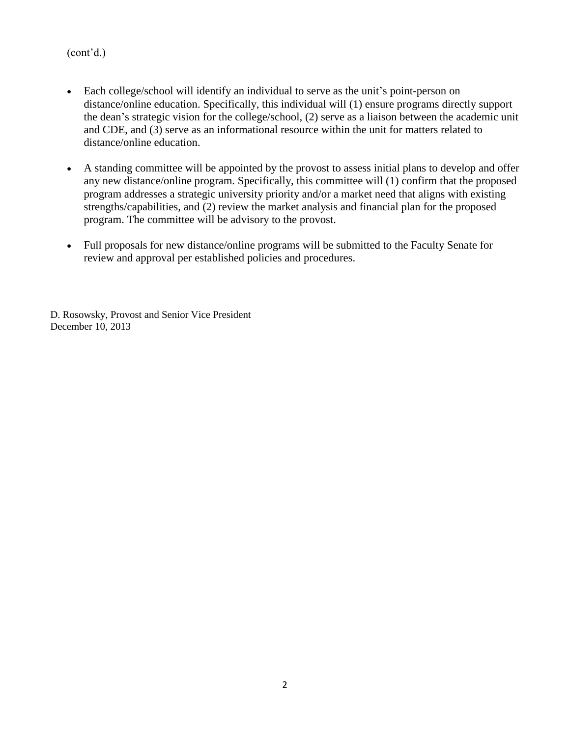(cont'd.)

- Each college/school will identify an individual to serve as the unit's point-person on distance/online education. Specifically, this individual will (1) ensure programs directly support the dean's strategic vision for the college/school, (2) serve as a liaison between the academic unit and CDE, and (3) serve as an informational resource within the unit for matters related to distance/online education.

- A standing committee will be appointed by the provost to assess initial plans to develop and offer any new distance/online program. Specifically, this committee will (1) confirm that the proposed program addresses a strategic university priority and/or a market need that aligns with existing strengths/capabilities, and (2) review the market analysis and financial plan for the proposed program. The committee will be advisory to the provost.

- Full proposals for new distance/online programs will be submitted to the Faculty Senate for review and approval per established policies and procedures.

D. Rosowsky, Provost and Senior Vice President
December 10, 2013